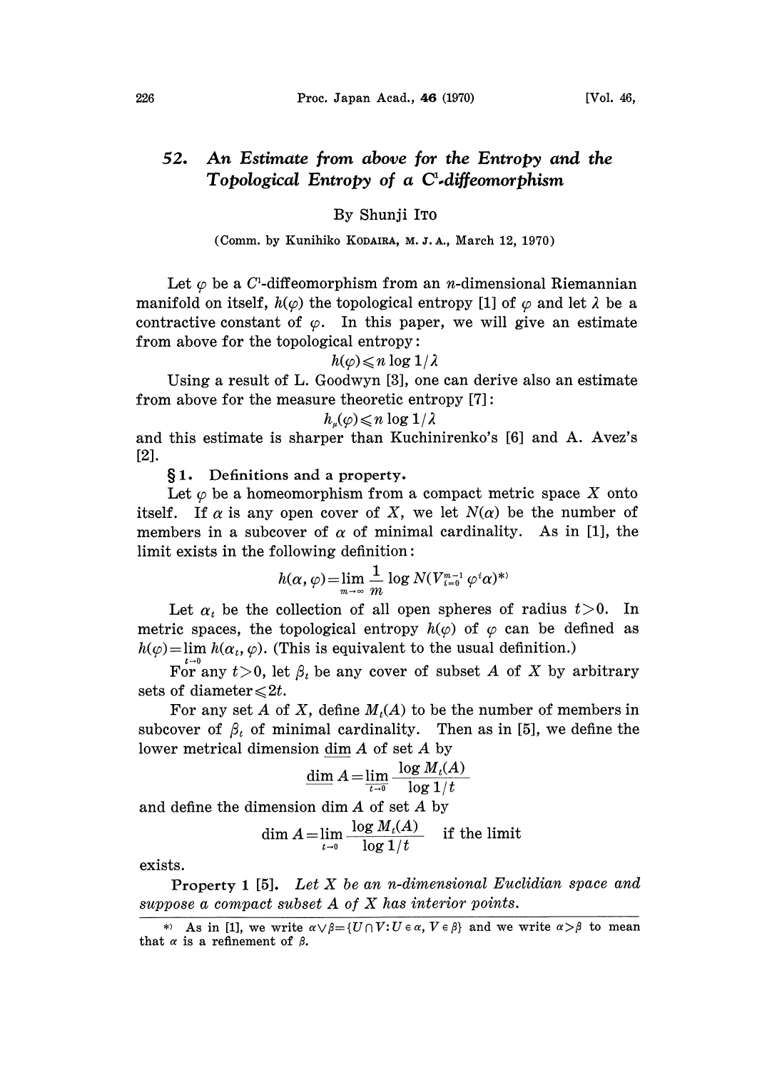# 52. An Estimate from above for the Entropy and the Topological Entropy of a $C^1$-diffeomorphism

By Shunji ITO

(Comm. by Kunihiko KODAIRA, M. J. A., March 12, 1970)

Let $\varphi$ be a $C^1$-diffeomorphism from an $n$-dimensional Riemannian manifold on itself, $h(\varphi)$ the topological entropy [1] of $\varphi$ and let $\lambda$ be a contractive constant of $\varphi$. In this paper, we will give an estimate from above for the topological entropy:

$$h(\varphi) \leqslant n \log 1/\lambda$$

Using a result of L. Goodwyn [3], one can derive also an estimate from above for the measure theoretic entropy [7]:

$$h_\mu(\varphi) \leqslant n \log 1/\lambda$$

and this estimate is sharper than Kuchinirenko's [6] and A. Avez's [2].

## §1. Definitions and a property.

Let $\varphi$ be a homeomorphism from a compact metric space $X$ onto itself. If $\alpha$ is any open cover of $X$, we let $N(\alpha)$ be the number of members in a subcover of $\alpha$ of minimal cardinality. As in [1], the limit exists in the following definition:

$$h(\alpha, \varphi) = \lim_{m \to \infty} \frac{1}{m} \log N(V_{i=0}^{m-1} \varphi^i \alpha)^{*)}$$

Let $\alpha_t$ be the collection of all open spheres of radius $t > 0$. In metric spaces, the topological entropy $h(\varphi)$ of $\varphi$ can be defined as $h(\varphi) = \lim_{t \to 0} h(\alpha_t, \varphi)$. (This is equivalent to the usual definition.)

For any $t > 0$, let $\beta_t$ be any cover of subset $A$ of $X$ by arbitrary sets of diameter $\leqslant 2t$.

For any set $A$ of $X$, define $M_t(A)$ to be the number of members in subcover of $\beta_t$ of minimal cardinality. Then as in [5], we define the lower metrical dimension $\underline{\dim}\, A$ of set $A$ by

$$\underline{\dim}\, A = \varliminf_{t \to 0} \frac{\log M_t(A)}{\log 1/t}$$

and define the dimension $\dim A$ of set $A$ by

$$\dim A = \lim_{t \to 0} \frac{\log M_t(A)}{\log 1/t} \quad \text{if the limit}$$

exists.

**Property 1** [5]. *Let $X$ be an $n$-dimensional Euclidian space and suppose a compact subset $A$ of $X$ has interior points.*

---

*) As in [1], we write $\alpha \vee \beta = \{U \cap V : U \in \alpha, V \in \beta\}$ and we write $\alpha > \beta$ to mean that $\alpha$ is a refinement of $\beta$.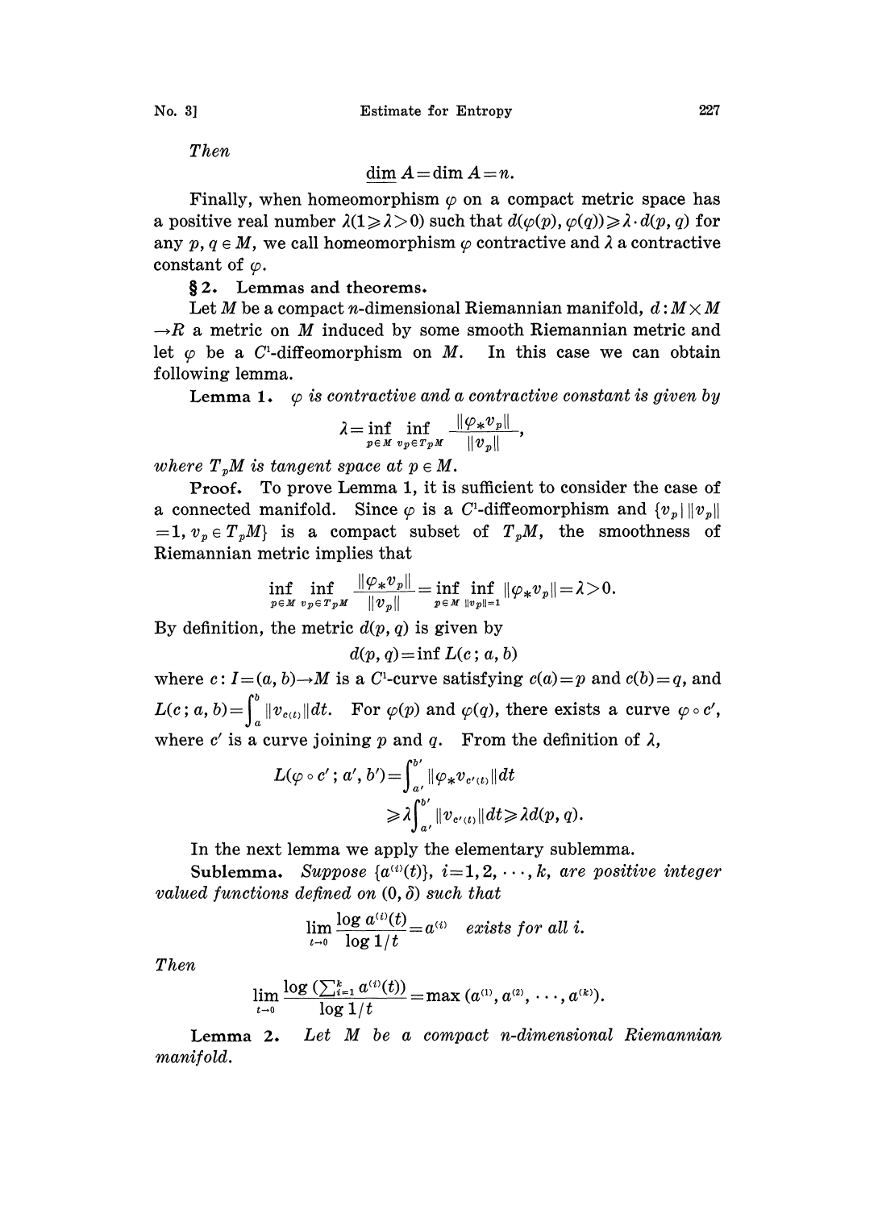*Then*

$$\underline{\dim}\, A = \dim A = n.$$

Finally, when homeomorphism $\varphi$ on a compact metric space has a positive real number $\lambda(1 \geqslant \lambda > 0)$ such that $d(\varphi(p), \varphi(q)) \geqslant \lambda \cdot d(p, q)$ for any $p, q \in M$, we call homeomorphism $\varphi$ contractive and $\lambda$ a contractive constant of $\varphi$.

## § 2. Lemmas and theorems.

Let $M$ be a compact $n$-dimensional Riemannian manifold, $d: M \times M \to R$ a metric on $M$ induced by some smooth Riemannian metric and let $\varphi$ be a $C^1$-diffeomorphism on $M$. In this case we can obtain following lemma.

**Lemma 1.** *$\varphi$ is contractive and a contractive constant is given by*

$$\lambda = \inf_{p \in M} \inf_{v_p \in T_pM} \frac{\|\varphi_* v_p\|}{\|v_p\|},$$

*where $T_pM$ is tangent space at $p \in M$.*

**Proof.** To prove Lemma 1, it is sufficient to consider the case of a connected manifold. Since $\varphi$ is a $C^1$-diffeomorphism and $\{v_p \mid \|v_p\| = 1, v_p \in T_pM\}$ is a compact subset of $T_pM$, the smoothness of Riemannian metric implies that

$$\inf_{p \in M} \inf_{v_p \in T_pM} \frac{\|\varphi_* v_p\|}{\|v_p\|} = \inf_{p \in M} \inf_{\|v_p\|=1} \|\varphi_* v_p\| = \lambda > 0.$$

By definition, the metric $d(p, q)$ is given by

$$d(p, q) = \inf L(c\,; a, b)$$

where $c: I = (a, b) \to M$ is a $C^1$-curve satisfying $c(a) = p$ and $c(b) = q$, and $L(c\,; a, b) = \int_a^b \|v_{c(t)}\| dt$. For $\varphi(p)$ and $\varphi(q)$, there exists a curve $\varphi \circ c'$, where $c'$ is a curve joining $p$ and $q$. From the definition of $\lambda$,

$$\begin{aligned} L(\varphi \circ c'\,; a', b') &= \int_{a'}^{b'} \|\varphi_* v_{c'(t)}\| dt \\ &\geqslant \lambda \int_{a'}^{b'} \|v_{c'(t)}\| dt \geqslant \lambda d(p, q). \end{aligned}$$

In the next lemma we apply the elementary sublemma.

**Sublemma.** *Suppose $\{a^{(i)}(t)\}$, $i = 1, 2, \cdots, k$, are positive integer valued functions defined on $(0, \delta)$ such that*

$$\lim_{t \to 0} \frac{\log a^{(i)}(t)}{\log 1/t} = a^{(i)} \quad \textit{exists for all } i.$$

*Then*

$$\lim_{t \to 0} \frac{\log\left(\sum_{i=1}^k a^{(i)}(t)\right)}{\log 1/t} = \max\,(a^{(1)}, a^{(2)}, \cdots, a^{(k)}).$$

**Lemma 2.** *Let $M$ be a compact $n$-dimensional Riemannian manifold.*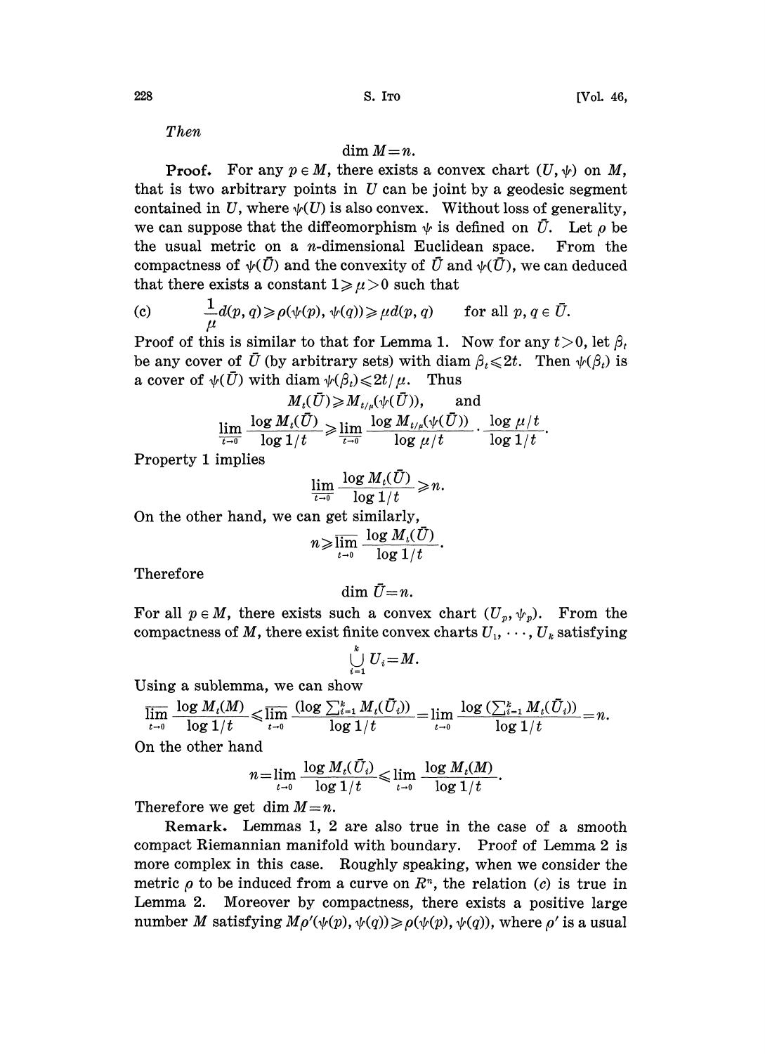*Then*

$$\dim M = n.$$

**Proof.** For any $p \in M$, there exists a convex chart $(U, \psi)$ on $M$, that is two arbitrary points in $U$ can be joint by a geodesic segment contained in $U$, where $\psi(U)$ is also convex. Without loss of generality, we can suppose that the diffeomorphism $\psi$ is defined on $\bar{U}$. Let $\rho$ be the usual metric on a $n$-dimensional Euclidean space. From the compactness of $\psi(\bar{U})$ and the convexity of $\bar{U}$ and $\psi(\bar{U})$, we can deduced that there exists a constant $1 \geqslant \mu > 0$ such that

$$\text{(c)} \qquad \frac{1}{\mu} d(p, q) \geqslant \rho(\psi(p), \psi(q)) \geqslant \mu d(p, q) \qquad \text{for all } p, q \in \bar{U}.$$

Proof of this is similar to that for Lemma 1. Now for any $t > 0$, let $\beta_t$ be any cover of $\bar{U}$ (by arbitrary sets) with diam $\beta_t \leqslant 2t$. Then $\psi(\beta_t)$ is a cover of $\psi(\bar{U})$ with diam $\psi(\beta_t) \leqslant 2t/\mu$. Thus

$$M_t(\bar{U}) \geqslant M_{t/\mu}(\psi(\bar{U})), \qquad \text{and}$$

$$\varliminf_{t \to 0} \frac{\log M_t(\bar{U})}{\log 1/t} \geqslant \lim_{t \to 0} \frac{\log M_{t/\mu}(\psi(\bar{U}))}{\log \mu/t} \cdot \frac{\log \mu/t}{\log 1/t}.$$

Property 1 implies

$$\varliminf_{t \to 0} \frac{\log M_t(\bar{U})}{\log 1/t} \geqslant n.$$

On the other hand, we can get similarly,

$$n \geqslant \varlimsup_{t \to 0} \frac{\log M_t(\bar{U})}{\log 1/t}.$$

Therefore

$$\dim \bar{U} = n.$$

For all $p \in M$, there exists such a convex chart $(U_p, \psi_p)$. From the compactness of $M$, there exist finite convex charts $U_1, \cdots, U_k$ satisfying

$$\bigcup_{i=1}^{k} U_i = M.$$

Using a sublemma, we can show

$$\varlimsup_{t \to 0} \frac{\log M_t(M)}{\log 1/t} \leqslant \varlimsup_{t \to 0} \frac{(\log \sum_{i=1}^{k} M_t(\bar{U}_i))}{\log 1/t} = \lim_{t \to 0} \frac{\log (\sum_{i=1}^{k} M_t(\bar{U}_i))}{\log 1/t} = n.$$

On the other hand

$$n = \lim_{t \to 0} \frac{\log M_t(\bar{U}_i)}{\log 1/t} \leqslant \varliminf_{t \to 0} \frac{\log M_t(M)}{\log 1/t}.$$

Therefore we get $\dim M = n$.

**Remark.** Lemmas 1, 2 are also true in the case of a smooth compact Riemannian manifold with boundary. Proof of Lemma 2 is more complex in this case. Roughly speaking, when we consider the metric $\rho$ to be induced from a curve on $R^n$, the relation (c) is true in Lemma 2. Moreover by compactness, there exists a positive large number $M$ satisfying $M\rho'(\psi(p), \psi(q)) \geqslant \rho(\psi(p), \psi(q))$, where $\rho'$ is a usual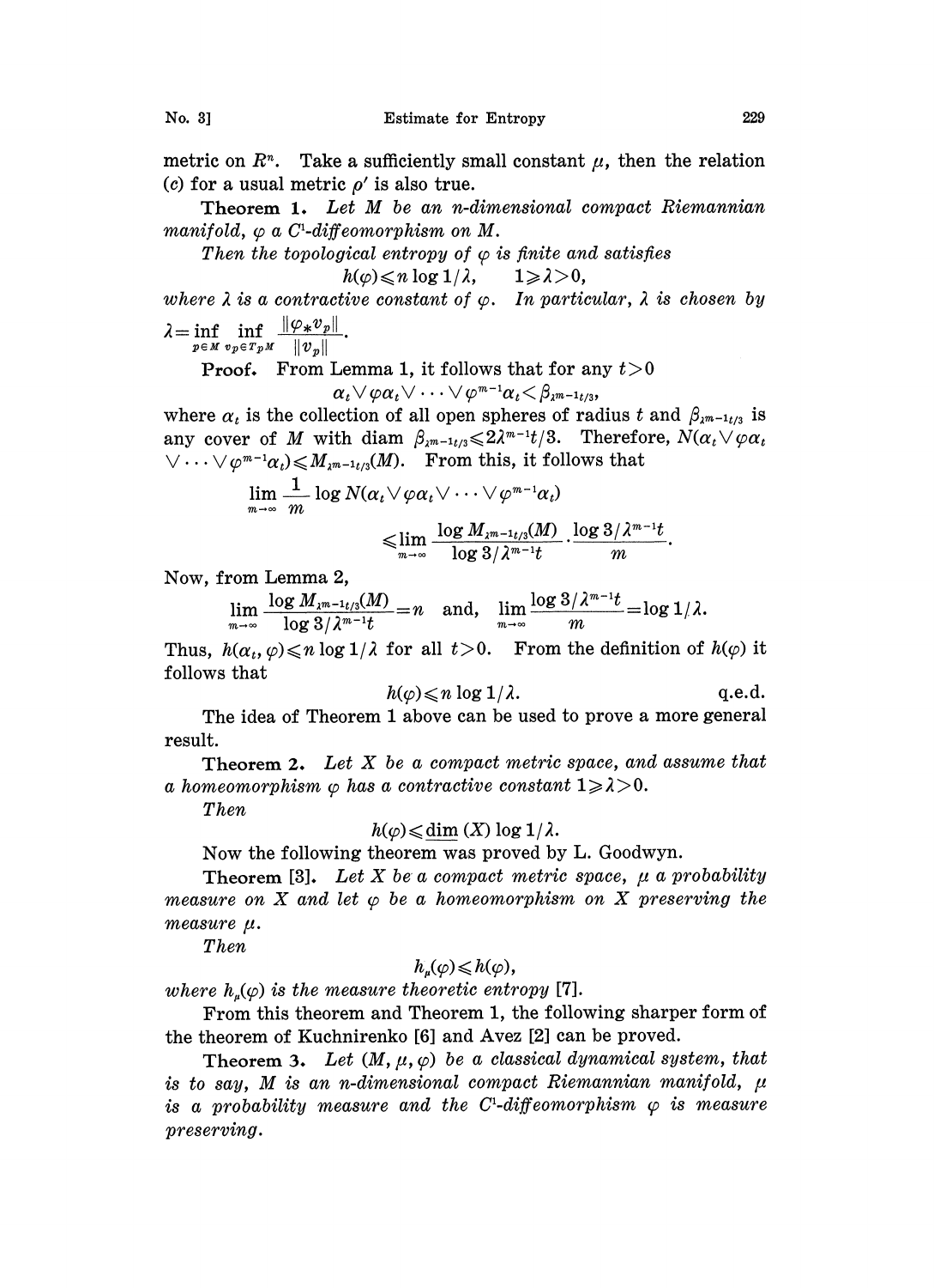metric on $R^n$. Take a sufficiently small constant $\mu$, then the relation (c) for a usual metric $\rho'$ is also true.

**Theorem 1.** *Let $M$ be an $n$-dimensional compact Riemannian manifold, $\varphi$ a $C^1$-diffeomorphism on $M$.*

*Then the topological entropy of $\varphi$ is finite and satisfies*

$$h(\varphi) \leqslant n \log 1/\lambda, \qquad 1 \geqslant \lambda > 0,$$

*where $\lambda$ is a contractive constant of $\varphi$. In particular, $\lambda$ is chosen by $\lambda = \inf_{p \in M} \inf_{v_p \in T_p M} \frac{\|\varphi_* v_p\|}{\|v_p\|}$.*

**Proof.** From Lemma 1, it follows that for any $t > 0$

$$\alpha_t \vee \varphi\alpha_t \vee \cdots \vee \varphi^{m-1}\alpha_t < \beta_{\lambda^{m-1}t/3},$$

where $\alpha_t$ is the collection of all open spheres of radius $t$ and $\beta_{\lambda^{m-1}t/3}$ is any cover of $M$ with diam $\beta_{\lambda^{m-1}t/3} \leqslant 2\lambda^{m-1}t/3$. Therefore, $N(\alpha_t \vee \varphi\alpha_t \vee \cdots \vee \varphi^{m-1}\alpha_t) \leqslant M_{\lambda^{m-1}t/3}(M)$. From this, it follows that

$$\lim_{m\to\infty} \frac{1}{m} \log N(\alpha_t \vee \varphi\alpha_t \vee \cdots \vee \varphi^{m-1}\alpha_t)$$
$$\leqslant \lim_{m\to\infty} \frac{\log M_{\lambda^{m-1}t/3}(M)}{\log 3/\lambda^{m-1}t} \cdot \frac{\log 3/\lambda^{m-1}t}{m}.$$

Now, from Lemma 2,

$$\lim_{m\to\infty} \frac{\log M_{\lambda^{m-1}t/3}(M)}{\log 3/\lambda^{m-1}t} = n \quad \text{and,} \quad \lim_{m\to\infty} \frac{\log 3/\lambda^{m-1}t}{m} = \log 1/\lambda.$$

Thus, $h(\alpha_t, \varphi) \leqslant n \log 1/\lambda$ for all $t > 0$. From the definition of $h(\varphi)$ it follows that

$$h(\varphi) \leqslant n \log 1/\lambda. \qquad \text{q.e.d.}$$

The idea of Theorem 1 above can be used to prove a more general result.

**Theorem 2.** *Let $X$ be a compact metric space, and assume that a homeomorphism $\varphi$ has a contractive constant $1 \geqslant \lambda > 0$.*

*Then*

$$h(\varphi) \leqslant \underline{\dim}\,(X) \log 1/\lambda.$$

Now the following theorem was proved by L. Goodwyn.

**Theorem [3].** *Let $X$ be a compact metric space, $\mu$ a probability measure on $X$ and let $\varphi$ be a homeomorphism on $X$ preserving the measure $\mu$.*

*Then*

$$h_\mu(\varphi) \leqslant h(\varphi),$$

*where $h_\mu(\varphi)$ is the measure theoretic entropy* [7].

From this theorem and Theorem 1, the following sharper form of the theorem of Kuchnirenko [6] and Avez [2] can be proved.

**Theorem 3.** *Let $(M, \mu, \varphi)$ be a classical dynamical system, that is to say, $M$ is an $n$-dimensional compact Riemannian manifold, $\mu$ is a probability measure and the $C^1$-diffeomorphism $\varphi$ is measure preserving.*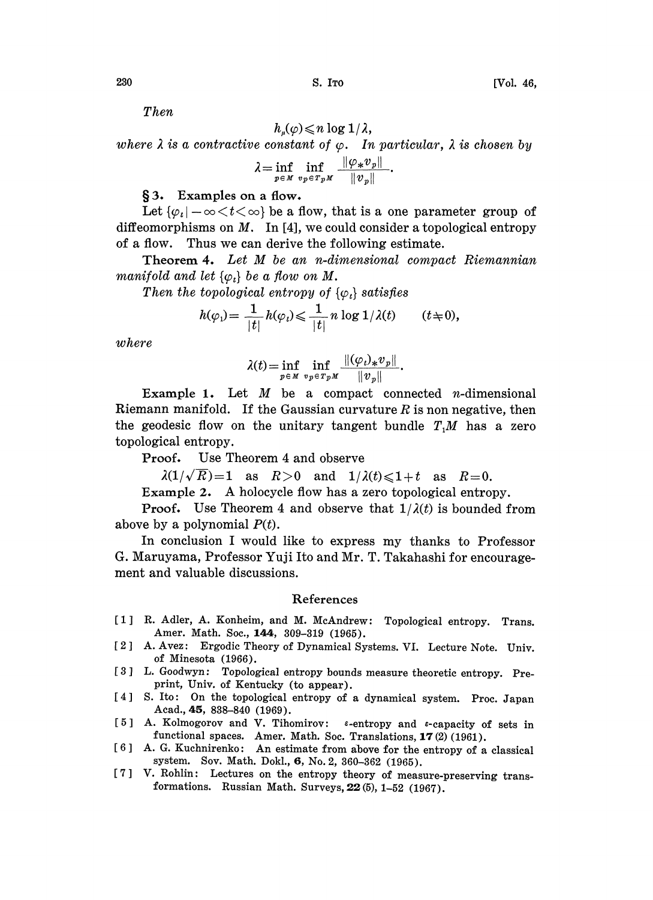*Then*

$$h_\mu(\varphi) \leqslant n \log 1/\lambda,$$

*where $\lambda$ is a contractive constant of $\varphi$. In particular, $\lambda$ is chosen by*

$$\lambda = \inf_{p \in M} \inf_{v_p \in T_pM} \frac{\|\varphi_* v_p\|}{\|v_p\|}.$$

## § 3. Examples on a flow.

Let $\{\varphi_t \mid -\infty < t < \infty\}$ be a flow, that is a one parameter group of diffeomorphisms on $M$. In [4], we could consider a topological entropy of a flow. Thus we can derive the following estimate.

**Theorem 4.** *Let $M$ be an $n$-dimensional compact Riemannian manifold and let $\{\varphi_t\}$ be a flow on $M$.*

*Then the topological entropy of $\{\varphi_t\}$ satisfies*

$$h(\varphi_1) = \frac{1}{|t|} h(\varphi_t) \leqslant \frac{1}{|t|} n \log 1/\lambda(t) \qquad (t \neq 0),$$

*where*

$$\lambda(t) = \inf_{p \in M} \inf_{v_p \in T_pM} \frac{\|(\varphi_t)_* v_p\|}{\|v_p\|}.$$

**Example 1.** Let $M$ be a compact connected $n$-dimensional Riemann manifold. If the Gaussian curvature $R$ is non negative, then the geodesic flow on the unitary tangent bundle $T_1M$ has a zero topological entropy.

**Proof.** Use Theorem 4 and observe

$$\lambda(1/\sqrt{R}) = 1 \quad \text{as} \quad R > 0 \quad \text{and} \quad 1/\lambda(t) \leqslant 1 + t \quad \text{as} \quad R = 0.$$

**Example 2.** A holocycle flow has a zero topological entropy.

**Proof.** Use Theorem 4 and observe that $1/\lambda(t)$ is bounded from above by a polynomial $P(t)$.

In conclusion I would like to express my thanks to Professor G. Maruyama, Professor Yuji Ito and Mr. T. Takahashi for encouragement and valuable discussions.

## References

[1] R. Adler, A. Konheim, and M. McAndrew: Topological entropy. Trans. Amer. Math. Soc., **144**, 309–319 (1965).

[2] A. Avez: Ergodic Theory of Dynamical Systems. VI. Lecture Note. Univ. of Minesota (1966).

[3] L. Goodwyn: Topological entropy bounds measure theoretic entropy. Preprint, Univ. of Kentucky (to appear).

[4] S. Ito: On the topological entropy of a dynamical system. Proc. Japan Acad., **45**, 838–840 (1969).

[5] A. Kolmogorov and V. Tihomirov: $\varepsilon$-entropy and $\varepsilon$-capacity of sets in functional spaces. Amer. Math. Soc. Translations, **17** (2) (1961).

[6] A. G. Kuchnirenko: An estimate from above for the entropy of a classical system. Sov. Math. Dokl., **6**, No. 2, 360–362 (1965).

[7] V. Rohlin: Lectures on the entropy theory of measure-preserving transformations. Russian Math. Surveys, **22** (5), 1–52 (1967).